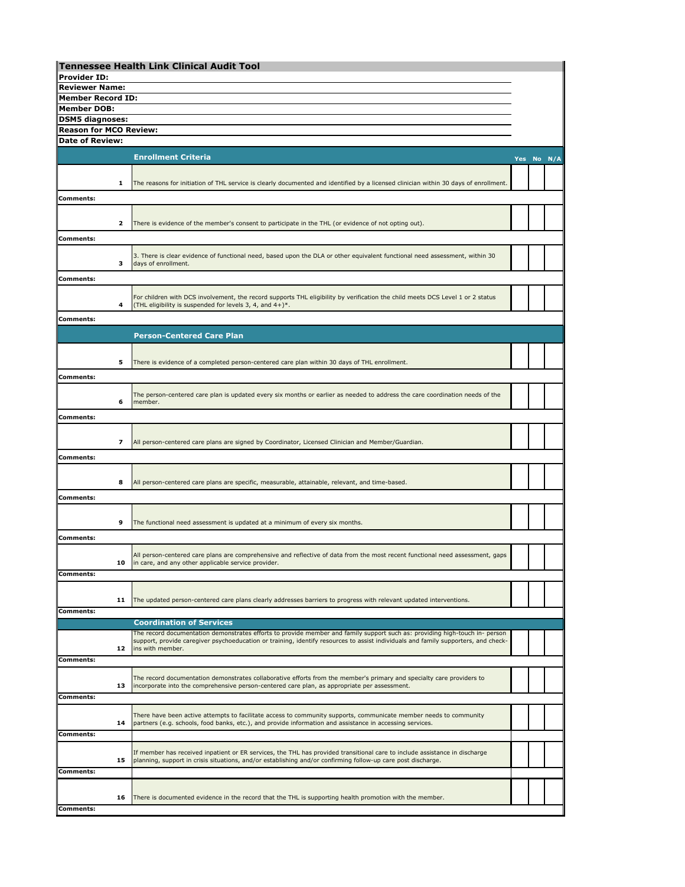# Tennessee Health Link Clinical Audit Tool

**Provider ID:**

**Reviewer Name:**

**Member Record ID:**

**Member DOB:**

**DSM5 diagnoses:**

**Reason for MCO Review:**

**Date of Review:**

| # | Enrollment Criteria | Yes | No | N/A |
|---|---|---|---|---|
| 1 | The reasons for initiation of THL service is clearly documented and identified by a licensed clinician within 30 days of enrollment. | | | |
| **Comments:** | | | | |
| 2 | There is evidence of the member's consent to participate in the THL (or evidence of not opting out). | | | |
| **Comments:** | | | | |
| 3 | 3. There is clear evidence of functional need, based upon the DLA or other equivalent functional need assessment, within 30 days of enrollment. | | | |
| **Comments:** | | | | |
| 4 | For children with DCS involvement, the record supports THL eligibility by verification the child meets DCS Level 1 or 2 status (THL eligibility is suspended for levels 3, 4, and 4+)*. | | | |
| **Comments:** | | | | |
| | **Person-Centered Care Plan** | | | |
| 5 | There is evidence of a completed person-centered care plan within 30 days of THL enrollment. | | | |
| **Comments:** | | | | |
| 6 | The person-centered care plan is updated every six months or earlier as needed to address the care coordination needs of the member. | | | |
| **Comments:** | | | | |
| 7 | All person-centered care plans are signed by Coordinator, Licensed Clinician and Member/Guardian. | | | |
| **Comments:** | | | | |
| 8 | All person-centered care plans are specific, measurable, attainable, relevant, and time-based. | | | |
| **Comments:** | | | | |
| 9 | The functional need assessment is updated at a minimum of every six months. | | | |
| **Comments:** | | | | |
| 10 | All person-centered care plans are comprehensive and reflective of data from the most recent functional need assessment, gaps in care, and any other applicable service provider. | | | |
| **Comments:** | | | | |
| 11 | The updated person-centered care plans clearly addresses barriers to progress with relevant updated interventions. | | | |
| **Comments:** | | | | |
| | **Coordination of Services** | | | |
| 12 | The record documentation demonstrates efforts to provide member and family support such as: providing high-touch in- person support, provide caregiver psychoeducation or training, identify resources to assist individuals and family supporters, and check-ins with member. | | | |
| **Comments:** | | | | |
| 13 | The record documentation demonstrates collaborative efforts from the member's primary and specialty care providers to incorporate into the comprehensive person-centered care plan, as appropriate per assessment. | | | |
| **Comments:** | | | | |
| 14 | There have been active attempts to facilitate access to community supports, communicate member needs to community partners (e.g. schools, food banks, etc.), and provide information and assistance in accessing services. | | | |
| **Comments:** | | | | |
| 15 | If member has received inpatient or ER services, the THL has provided transitional care to include assistance in discharge planning, support in crisis situations, and/or establishing and/or confirming follow-up care post discharge. | | | |
| **Comments:** | | | | |
| 16 | There is documented evidence in the record that the THL is supporting health promotion with the member. | | | |
| **Comments:** | | | | |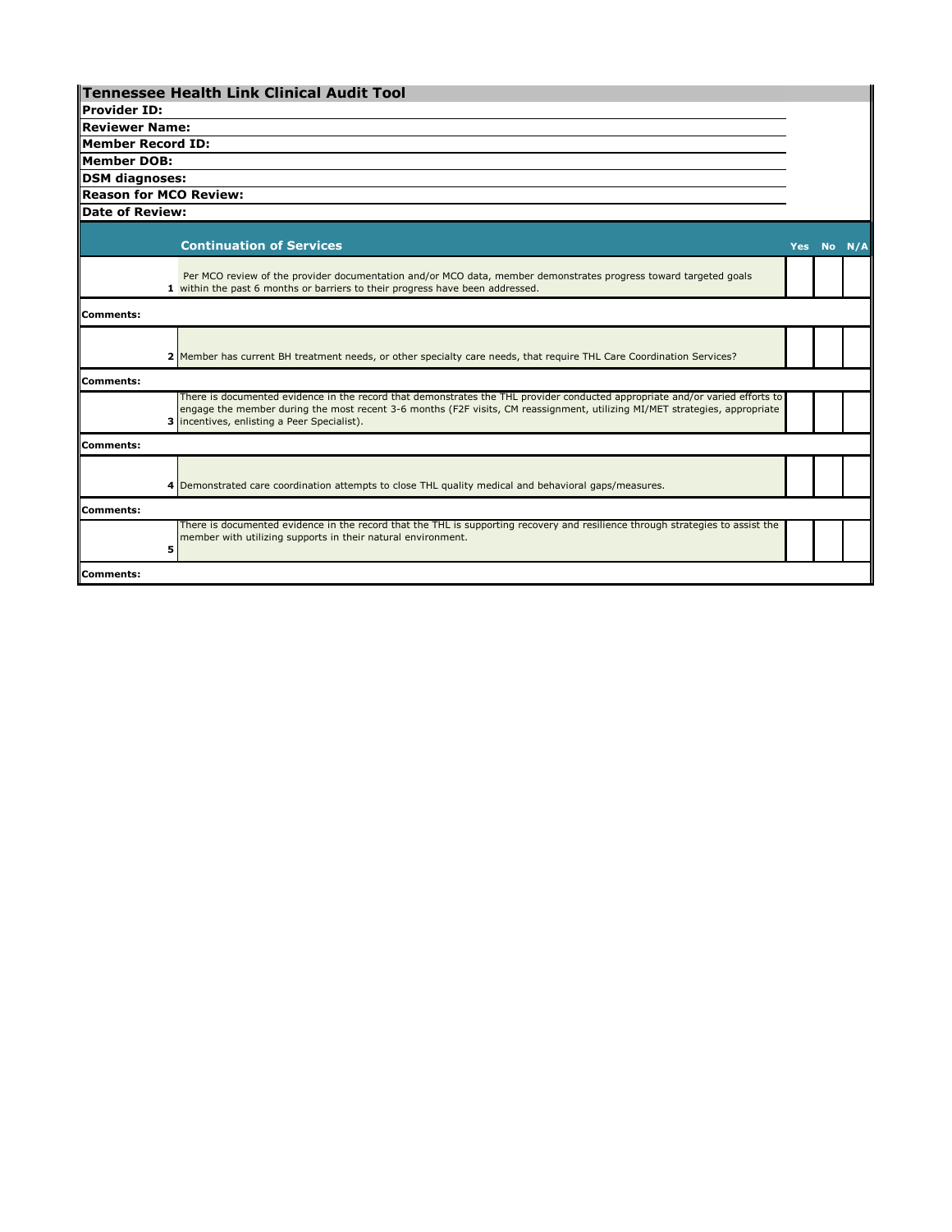## Tennessee Health Link Clinical Audit Tool

**Provider ID:**

**Reviewer Name:**

**Member Record ID:**

**Member DOB:**

**DSM diagnoses:**

**Reason for MCO Review:**

**Date of Review:**

| | Continuation of Services | Yes | No | N/A |
|---|---|---|---|---|
| 1 | Per MCO review of the provider documentation and/or MCO data, member demonstrates progress toward targeted goals within the past 6 months or barriers to their progress have been addressed. | | | |
| **Comments:** | | | | |
| 2 | Member has current BH treatment needs, or other specialty care needs, that require THL Care Coordination Services? | | | |
| **Comments:** | | | | |
| 3 | There is documented evidence in the record that demonstrates the THL provider conducted appropriate and/or varied efforts to engage the member during the most recent 3-6 months (F2F visits, CM reassignment, utilizing MI/MET strategies, appropriate incentives, enlisting a Peer Specialist). | | | |
| **Comments:** | | | | |
| 4 | Demonstrated care coordination attempts to close THL quality medical and behavioral gaps/measures. | | | |
| **Comments:** | | | | |
| 5 | There is documented evidence in the record that the THL is supporting recovery and resilience through strategies to assist the member with utilizing supports in their natural environment. | | | |
| **Comments:** | | | | |